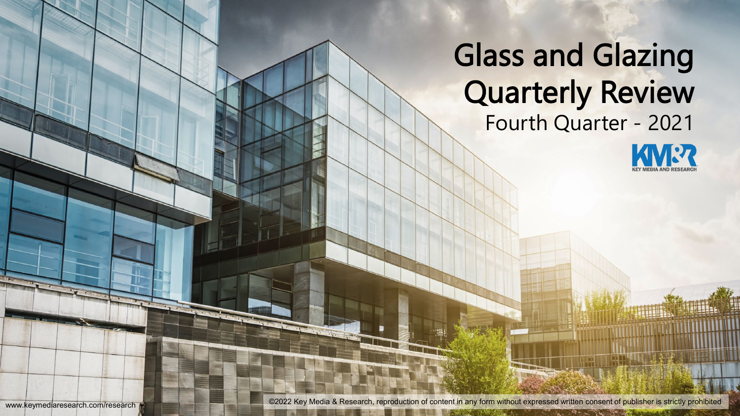# Glass and Glazing Quarterly Review

## Fourth Quarter - 2021

KEY MEDIA AND RESEARCH

www.keymediaresearch.com/research

©2022 Key Media & Research, reproduction of content in any form without expressed written consent of publisher is strictly prohibited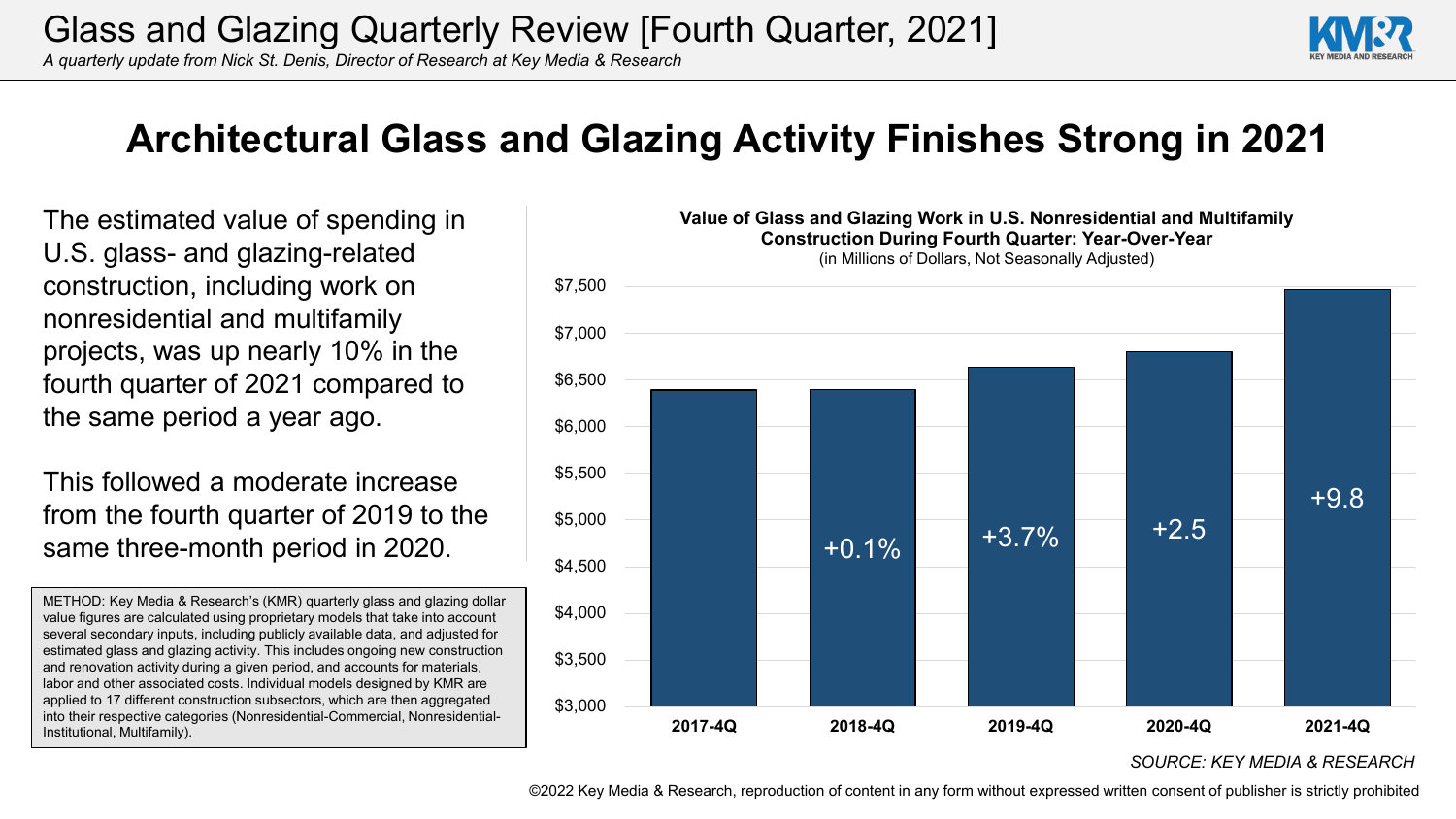# Glass and Glazing Quarterly Review [Fourth Quarter, 2021]

*A quarterly update from Nick St. Denis, Director of Research at Key Media & Research*

## Architectural Glass and Glazing Activity Finishes Strong in 2021

The estimated value of spending in U.S. glass- and glazing-related construction, including work on nonresidential and multifamily projects, was up nearly 10% in the fourth quarter of 2021 compared to the same period a year ago.

This followed a moderate increase from the fourth quarter of 2019 to the same three-month period in 2020.

METHOD: Key Media & Research's (KMR) quarterly glass and glazing dollar value figures are calculated using proprietary models that take into account several secondary inputs, including publicly available data, and adjusted for estimated glass and glazing activity. This includes ongoing new construction and renovation activity during a given period, and accounts for materials, labor and other associated costs. Individual models designed by KMR are applied to 17 different construction subsectors, which are then aggregated into their respective categories (Nonresidential-Commercial, Nonresidential-Institutional, Multifamily).

**Value of Glass and Glazing Work in U.S. Nonresidential and Multifamily Construction During Fourth Quarter: Year-Over-Year**
(in Millions of Dollars, Not Seasonally Adjusted)

| Quarter | Year-over-year change |
|---|---|
| 2017-4Q | |
| 2018-4Q | +0.1% |
| 2019-4Q | +3.7% |
| 2020-4Q | +2.5 |
| 2021-4Q | +9.8 |

*SOURCE: KEY MEDIA & RESEARCH*

©2022 Key Media & Research, reproduction of content in any form without expressed written consent of publisher is strictly prohibited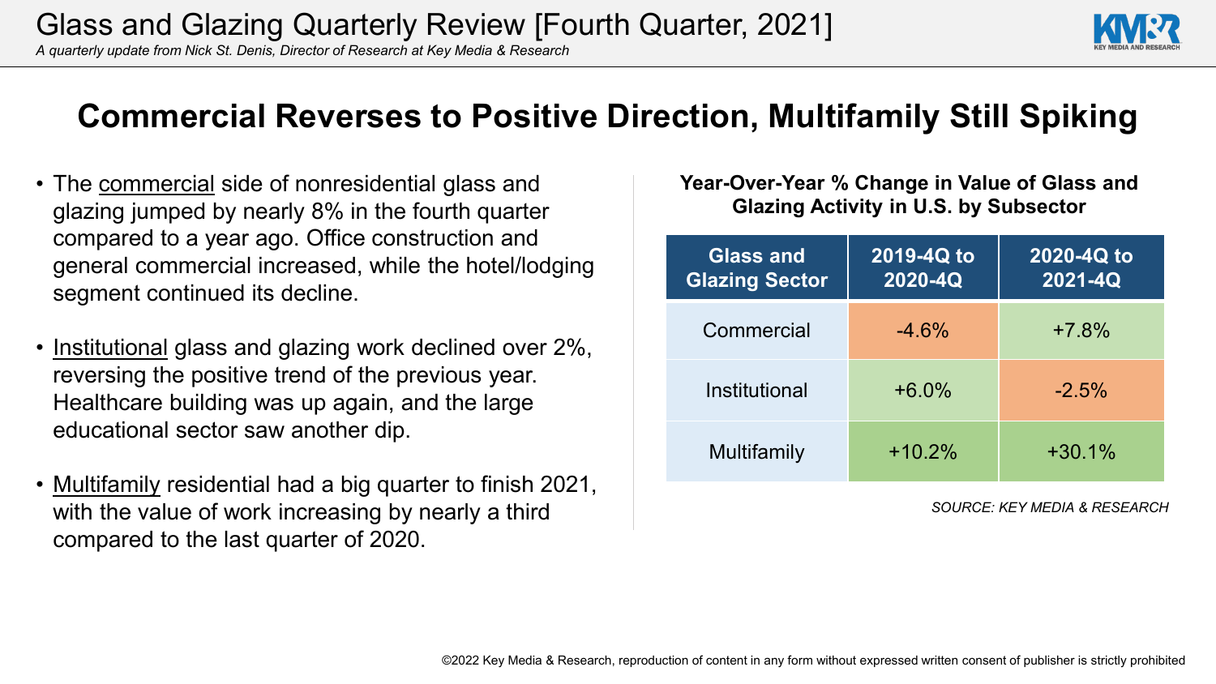# Glass and Glazing Quarterly Review [Fourth Quarter, 2021]

*A quarterly update from Nick St. Denis, Director of Research at Key Media & Research*

## Commercial Reverses to Positive Direction, Multifamily Still Spiking

- The commercial side of nonresidential glass and glazing jumped by nearly 8% in the fourth quarter compared to a year ago. Office construction and general commercial increased, while the hotel/lodging segment continued its decline.
- Institutional glass and glazing work declined over 2%, reversing the positive trend of the previous year. Healthcare building was up again, and the large educational sector saw another dip.
- Multifamily residential had a big quarter to finish 2021, with the value of work increasing by nearly a third compared to the last quarter of 2020.

**Year-Over-Year % Change in Value of Glass and Glazing Activity in U.S. by Subsector**

| Glass and Glazing Sector | 2019-4Q to 2020-4Q | 2020-4Q to 2021-4Q |
|---|---|---|
| Commercial | -4.6% | +7.8% |
| Institutional | +6.0% | -2.5% |
| Multifamily | +10.2% | +30.1% |

*SOURCE: KEY MEDIA & RESEARCH*

©2022 Key Media & Research, reproduction of content in any form without expressed written consent of publisher is strictly prohibited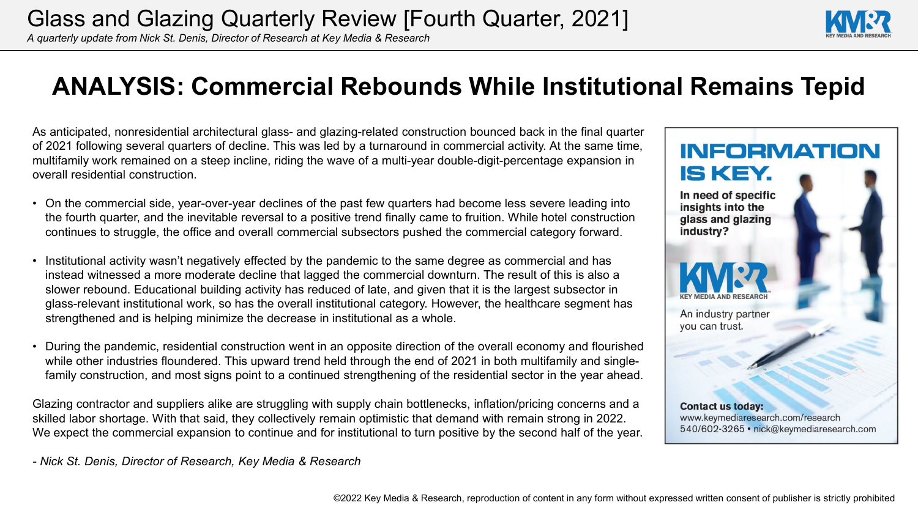# ANALYSIS: Commercial Rebounds While Institutional Remains Tepid

As anticipated, nonresidential architectural glass- and glazing-related construction bounced back in the final quarter of 2021 following several quarters of decline. This was led by a turnaround in commercial activity. At the same time, multifamily work remained on a steep incline, riding the wave of a multi-year double-digit-percentage expansion in overall residential construction.

- On the commercial side, year-over-year declines of the past few quarters had become less severe leading into the fourth quarter, and the inevitable reversal to a positive trend finally came to fruition. While hotel construction continues to struggle, the office and overall commercial subsectors pushed the commercial category forward.
- Institutional activity wasn't negatively effected by the pandemic to the same degree as commercial and has instead witnessed a more moderate decline that lagged the commercial downturn. The result of this is also a slower rebound. Educational building activity has reduced of late, and given that it is the largest subsector in glass-relevant institutional work, so has the overall institutional category. However, the healthcare segment has strengthened and is helping minimize the decrease in institutional as a whole.
- During the pandemic, residential construction went in an opposite direction of the overall economy and flourished while other industries floundered. This upward trend held through the end of 2021 in both multifamily and single-family construction, and most signs point to a continued strengthening of the residential sector in the year ahead.

Glazing contractor and suppliers alike are struggling with supply chain bottlenecks, inflation/pricing concerns and a skilled labor shortage. With that said, they collectively remain optimistic that demand with remain strong in 2022. We expect the commercial expansion to continue and for institutional to turn positive by the second half of the year.

*- Nick St. Denis, Director of Research, Key Media & Research*

**INFORMATION IS KEY.**

**In need of specific insights into the glass and glazing industry?**

KEY MEDIA AND RESEARCH

An industry partner you can trust.

**Contact us today:**
www.keymediaresearch.com/research
540/602-3265 • nick@keymediaresearch.com

©2022 Key Media & Research, reproduction of content in any form without expressed written consent of publisher is strictly prohibited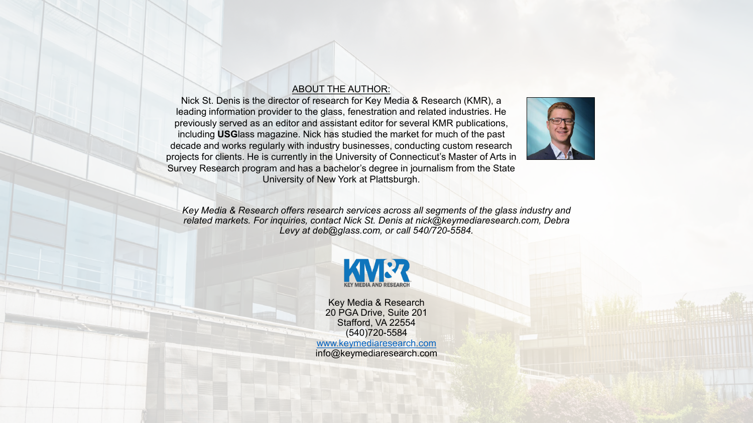ABOUT THE AUTHOR:

Nick St. Denis is the director of research for Key Media & Research (KMR), a leading information provider to the glass, fenestration and related industries. He previously served as an editor and assistant editor for several KMR publications, including **USG**lass magazine. Nick has studied the market for much of the past decade and works regularly with industry businesses, conducting custom research projects for clients. He is currently in the University of Connecticut's Master of Arts in Survey Research program and has a bachelor's degree in journalism from the State University of New York at Plattsburgh.

*Key Media & Research offers research services across all segments of the glass industry and related markets. For inquiries, contact Nick St. Denis at nick@keymediaresearch.com, Debra Levy at deb@glass.com, or call 540/720-5584.*

KM&R KEY MEDIA AND RESEARCH

Key Media & Research
20 PGA Drive, Suite 201
Stafford, VA 22554
(540)720-5584
www.keymediaresearch.com
info@keymediaresearch.com